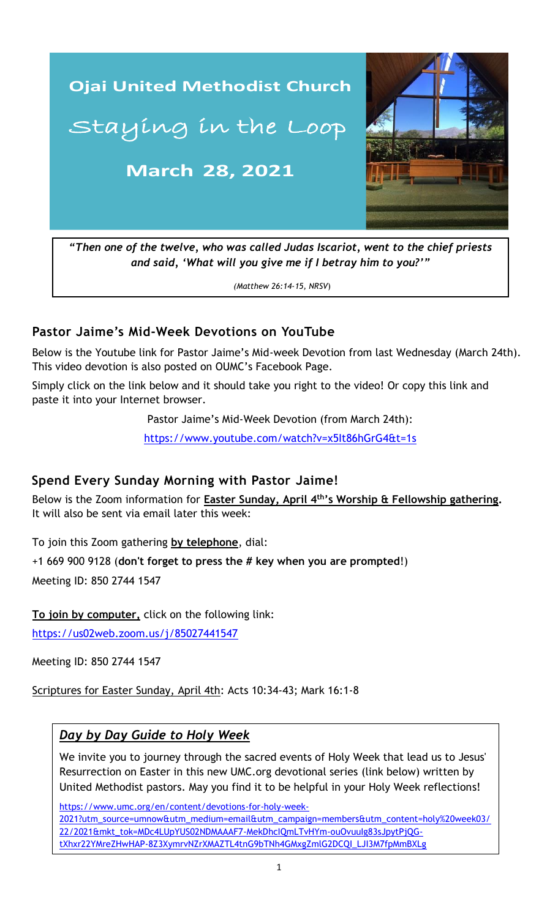# Ojai United Methodist Church

## Staying in the Loop

**March 28, 2021**

> ***"Then one of the twelve, who was called Judas Iscariot, went to the chief priests and said, 'What will you give me if I betray him to you?'"***
>
> *(Matthew 26:14-15, NRSV)*

## Pastor Jaime's Mid-Week Devotions on YouTube

Below is the Youtube link for Pastor Jaime's Mid-week Devotion from last Wednesday (March 24th). This video devotion is also posted on OUMC's Facebook Page.

Simply click on the link below and it should take you right to the video! Or copy this link and paste it into your Internet browser.

Pastor Jaime's Mid-Week Devotion (from March 24th):

https://www.youtube.com/watch?v=x5It86hGrG4&t=1s

## Spend Every Sunday Morning with Pastor Jaime!

Below is the Zoom information for **Easter Sunday, April 4th's Worship & Fellowship gathering.** It will also be sent via email later this week:

To join this Zoom gathering **by telephone**, dial:

+1 669 900 9128 (**don't forget to press the # key when you are prompted**!)

Meeting ID: 850 2744 1547

**To join by computer,** click on the following link:

https://us02web.zoom.us/j/85027441547

Meeting ID: 850 2744 1547

Scriptures for Easter Sunday, April 4th: Acts 10:34-43; Mark 16:1-8

### *Day by Day Guide to Holy Week*

We invite you to journey through the sacred events of Holy Week that lead us to Jesus' Resurrection on Easter in this new UMC.org devotional series (link below) written by United Methodist pastors. May you find it to be helpful in your Holy Week reflections!

https://www.umc.org/en/content/devotions-for-holy-week-2021?utm_source=umnow&utm_medium=email&utm_campaign=members&utm_content=holy%20week03/22/2021&mkt_tok=MDc4LUpYUS02NDMAAAF7-MekDhclQmLTvHYm-ouOvuuIg83sJpytPjQG-tXhxr22YMreZHwHAP-8Z3XymrvNZrXMAZTL4tnG9bTNh4GMxgZmlG2DCQI_LJI3M7fpMmBXLg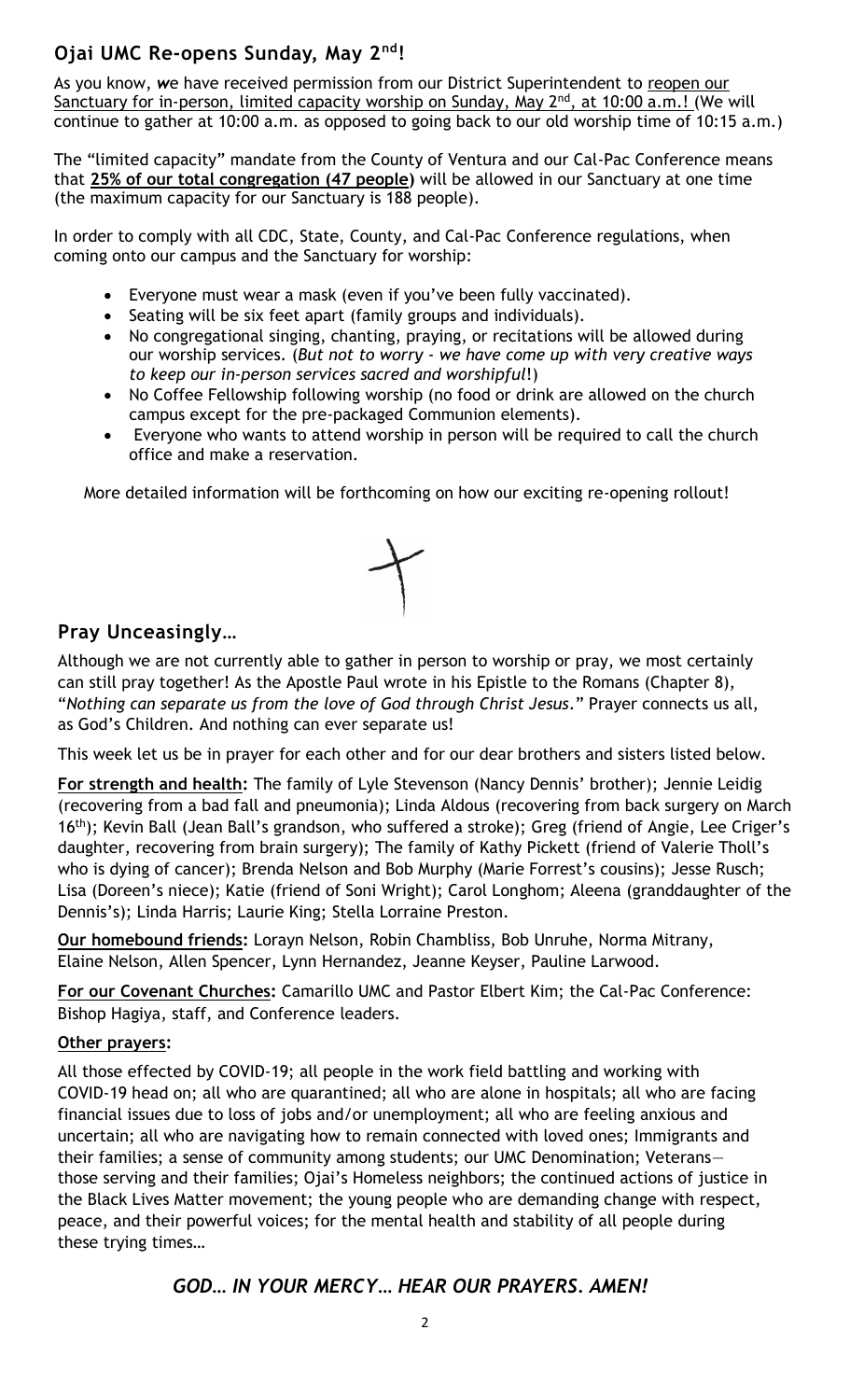## Ojai UMC Re-opens Sunday, May 2nd!

As you know, ***w***e have received permission from our District Superintendent to reopen our Sanctuary for in-person, limited capacity worship on Sunday, May 2nd, at 10:00 a.m.! (We will continue to gather at 10:00 a.m. as opposed to going back to our old worship time of 10:15 a.m.)

The "limited capacity" mandate from the County of Ventura and our Cal-Pac Conference means that **25% of our total congregation (47 people)** will be allowed in our Sanctuary at one time (the maximum capacity for our Sanctuary is 188 people).

In order to comply with all CDC, State, County, and Cal-Pac Conference regulations, when coming onto our campus and the Sanctuary for worship:

- Everyone must wear a mask (even if you've been fully vaccinated).
- Seating will be six feet apart (family groups and individuals).
- No congregational singing, chanting, praying, or recitations will be allowed during our worship services. (*But not to worry - we have come up with very creative ways to keep our in-person services sacred and worshipful*!)
- No Coffee Fellowship following worship (no food or drink are allowed on the church campus except for the pre-packaged Communion elements).
- Everyone who wants to attend worship in person will be required to call the church office and make a reservation.

More detailed information will be forthcoming on how our exciting re-opening rollout!

## Pray Unceasingly…

Although we are not currently able to gather in person to worship or pray, we most certainly can still pray together! As the Apostle Paul wrote in his Epistle to the Romans (Chapter 8), "*Nothing can separate us from the love of God through Christ Jesus*." Prayer connects us all, as God's Children. And nothing can ever separate us!

This week let us be in prayer for each other and for our dear brothers and sisters listed below.

**For strength and health:** The family of Lyle Stevenson (Nancy Dennis' brother); Jennie Leidig (recovering from a bad fall and pneumonia); Linda Aldous (recovering from back surgery on March 16th); Kevin Ball (Jean Ball's grandson, who suffered a stroke); Greg (friend of Angie, Lee Criger's daughter, recovering from brain surgery); The family of Kathy Pickett (friend of Valerie Tholl's who is dying of cancer); Brenda Nelson and Bob Murphy (Marie Forrest's cousins); Jesse Rusch; Lisa (Doreen's niece); Katie (friend of Soni Wright); Carol Longhom; Aleena (granddaughter of the Dennis's); Linda Harris; Laurie King; Stella Lorraine Preston.

**Our homebound friends:** Lorayn Nelson, Robin Chambliss, Bob Unruhe, Norma Mitrany, Elaine Nelson, Allen Spencer, Lynn Hernandez, Jeanne Keyser, Pauline Larwood.

**For our Covenant Churches:** Camarillo UMC and Pastor Elbert Kim; the Cal-Pac Conference: Bishop Hagiya, staff, and Conference leaders.

**Other prayers:**

All those effected by COVID-19; all people in the work field battling and working with COVID-19 head on; all who are quarantined; all who are alone in hospitals; all who are facing financial issues due to loss of jobs and/or unemployment; all who are feeling anxious and uncertain; all who are navigating how to remain connected with loved ones; Immigrants and their families; a sense of community among students; our UMC Denomination; Veterans—those serving and their families; Ojai's Homeless neighbors; the continued actions of justice in the Black Lives Matter movement; the young people who are demanding change with respect, peace, and their powerful voices; for the mental health and stability of all people during these trying times…

***GOD… IN YOUR MERCY… HEAR OUR PRAYERS. AMEN!***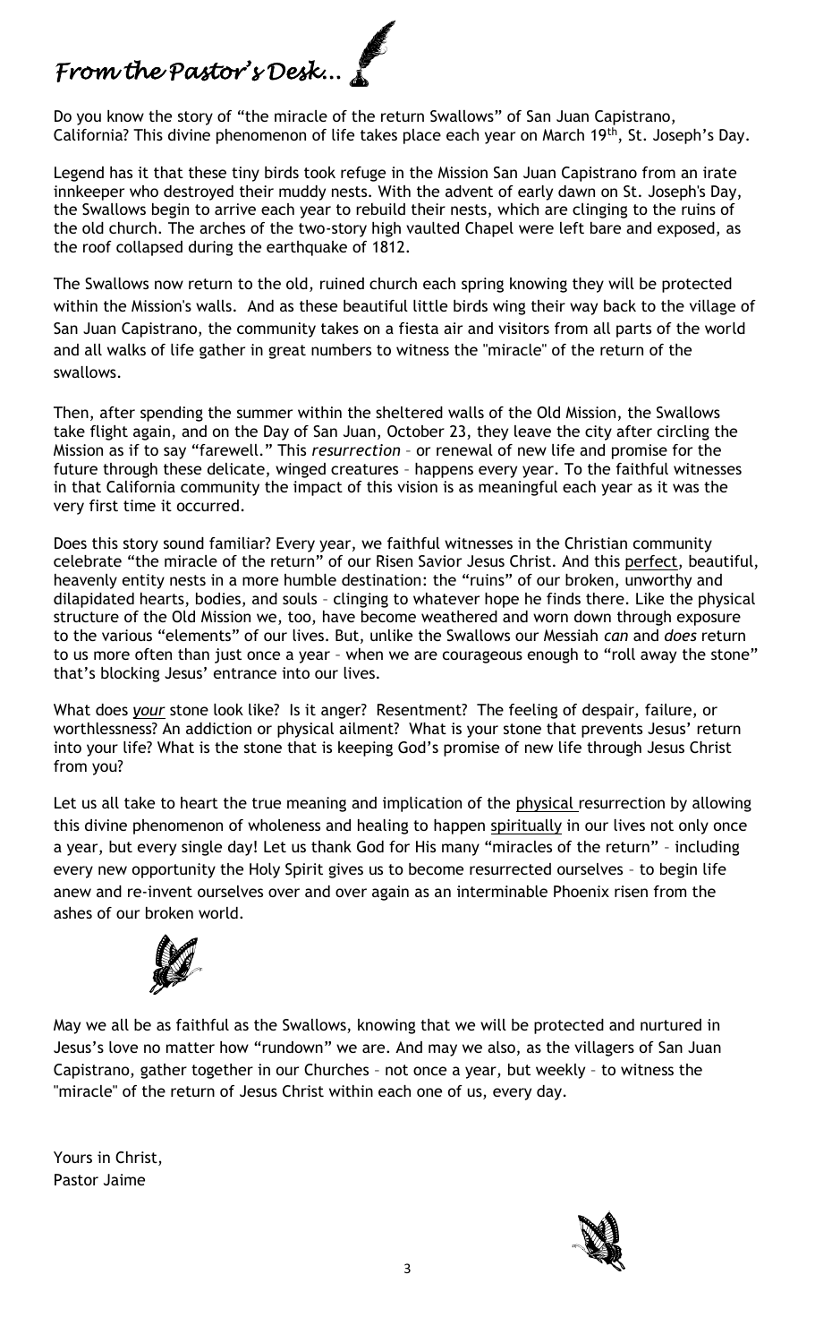# *From the Pastor's Desk...*

Do you know the story of "the miracle of the return Swallows" of San Juan Capistrano, California? This divine phenomenon of life takes place each year on March 19th, St. Joseph's Day.

Legend has it that these tiny birds took refuge in the Mission San Juan Capistrano from an irate innkeeper who destroyed their muddy nests. With the advent of early dawn on St. Joseph's Day, the Swallows begin to arrive each year to rebuild their nests, which are clinging to the ruins of the old church. The arches of the two-story high vaulted Chapel were left bare and exposed, as the roof collapsed during the earthquake of 1812.

The Swallows now return to the old, ruined church each spring knowing they will be protected within the Mission's walls. And as these beautiful little birds wing their way back to the village of San Juan Capistrano, the community takes on a fiesta air and visitors from all parts of the world and all walks of life gather in great numbers to witness the "miracle" of the return of the swallows.

Then, after spending the summer within the sheltered walls of the Old Mission, the Swallows take flight again, and on the Day of San Juan, October 23, they leave the city after circling the Mission as if to say "farewell." This *resurrection* – or renewal of new life and promise for the future through these delicate, winged creatures – happens every year. To the faithful witnesses in that California community the impact of this vision is as meaningful each year as it was the very first time it occurred.

Does this story sound familiar? Every year, we faithful witnesses in the Christian community celebrate "the miracle of the return" of our Risen Savior Jesus Christ. And this perfect, beautiful, heavenly entity nests in a more humble destination: the "ruins" of our broken, unworthy and dilapidated hearts, bodies, and souls – clinging to whatever hope he finds there. Like the physical structure of the Old Mission we, too, have become weathered and worn down through exposure to the various "elements" of our lives. But, unlike the Swallows our Messiah *can* and *does* return to us more often than just once a year – when we are courageous enough to "roll away the stone" that's blocking Jesus' entrance into our lives.

What does ***your*** stone look like? Is it anger? Resentment? The feeling of despair, failure, or worthlessness? An addiction or physical ailment? What is your stone that prevents Jesus' return into your life? What is the stone that is keeping God's promise of new life through Jesus Christ from you?

Let us all take to heart the true meaning and implication of the physical resurrection by allowing this divine phenomenon of wholeness and healing to happen spiritually in our lives not only once a year, but every single day! Let us thank God for His many "miracles of the return" – including every new opportunity the Holy Spirit gives us to become resurrected ourselves – to begin life anew and re-invent ourselves over and over again as an interminable Phoenix risen from the ashes of our broken world.

May we all be as faithful as the Swallows, knowing that we will be protected and nurtured in Jesus's love no matter how "rundown" we are. And may we also, as the villagers of San Juan Capistrano, gather together in our Churches – not once a year, but weekly – to witness the "miracle" of the return of Jesus Christ within each one of us, every day.

Yours in Christ,
Pastor Jaime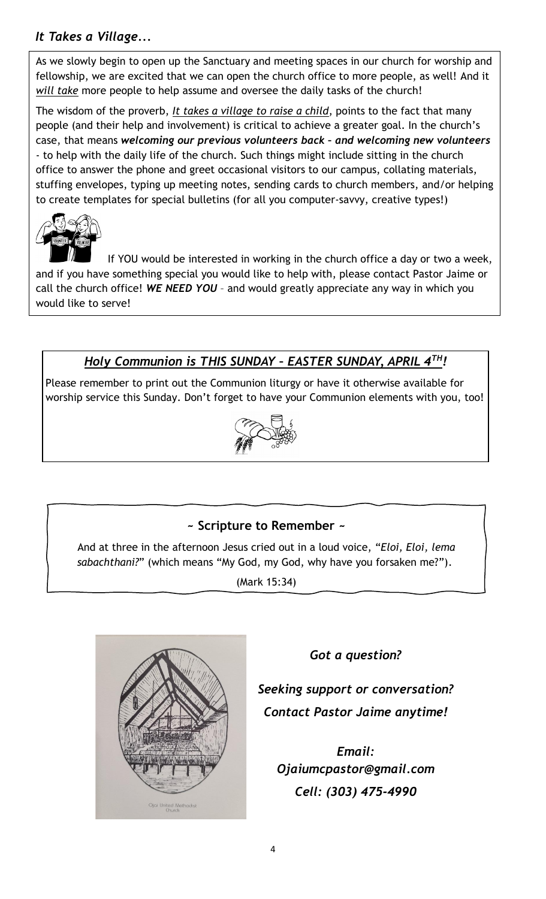### *It Takes a Village...*

As we slowly begin to open up the Sanctuary and meeting spaces in our church for worship and fellowship, we are excited that we can open the church office to more people, as well! And it *will take* more people to help assume and oversee the daily tasks of the church!

The wisdom of the proverb, *It takes a village to raise a child*, points to the fact that many people (and their help and involvement) is critical to achieve a greater goal. In the church's case, that means ***welcoming our previous volunteers back – and welcoming new volunteers*** - to help with the daily life of the church. Such things might include sitting in the church office to answer the phone and greet occasional visitors to our campus, collating materials, stuffing envelopes, typing up meeting notes, sending cards to church members, and/or helping to create templates for special bulletins (for all you computer-savvy, creative types!)

If YOU would be interested in working in the church office a day or two a week, and if you have something special you would like to help with, please contact Pastor Jaime or call the church office! ***WE NEED YOU*** – and would greatly appreciate any way in which you would like to serve!

### ***Holy Communion is THIS SUNDAY – EASTER SUNDAY, APRIL 4TH!***

Please remember to print out the Communion liturgy or have it otherwise available for worship service this Sunday. Don't forget to have your Communion elements with you, too!

**~ Scripture to Remember ~**

And at three in the afternoon Jesus cried out in a loud voice, "*Eloi, Eloi, lema sabachthani?*" (which means "My God, my God, why have you forsaken me?").

(Mark 15:34)

Ojai United Methodist Church

***Got a question?***

***Seeking support or conversation?***

***Contact Pastor Jaime anytime!***

***Email: Ojaiumcpastor@gmail.com***

***Cell: (303) 475-4990***